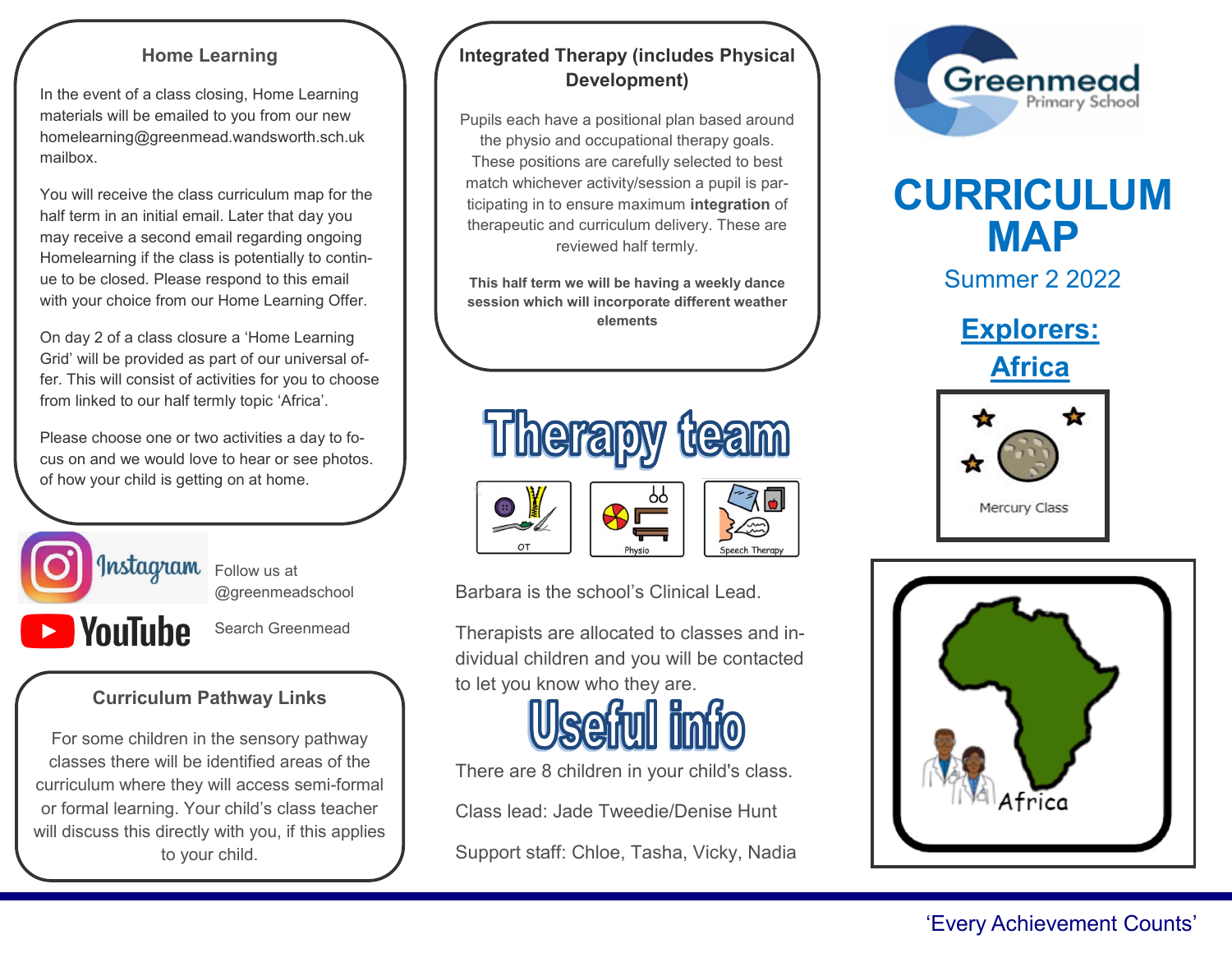## Home Learning

In the event of a class closing, Home Learning materials will be emailed to you from our new homelearning@greenmead.wandsworth.sch.uk mailbox.

You will receive the class curriculum map for the half term in an initial email. Later that day you may receive a second email regarding ongoing Homelearning if the class is potentially to continue to be closed. Please respond to this email with your choice from our Home Learning Offer.

On day 2 of a class closure a 'Home Learning Grid' will be provided as part of our universal offer. This will consist of activities for you to choose from linked to our half termly topic 'Africa'.

Please choose one or two activities a day to focus on and we would love to hear or see photos. of how your child is getting on at home.

Instagram — Follow us at @greenmeadschool

YouTube — Search Greenmead

## Curriculum Pathway Links

For some children in the sensory pathway classes there will be identified areas of the curriculum where they will access semi-formal or formal learning. Your child's class teacher will discuss this directly with you, if this applies to your child.

## Integrated Therapy (includes Physical Development)

Pupils each have a positional plan based around the physio and occupational therapy goals. These positions are carefully selected to best match whichever activity/session a pupil is participating in to ensure maximum **integration** of therapeutic and curriculum delivery. These are reviewed half termly.

**This half term we will be having a weekly dance session which will incorporate different weather elements**

## Therapy team

OT — Physio — Speech Therapy

Barbara is the school's Clinical Lead.

Therapists are allocated to classes and individual children and you will be contacted to let you know who they are.

## Useful info

There are 8 children in your child's class.

Class lead: Jade Tweedie/Denise Hunt

Support staff: Chloe, Tasha, Vicky, Nadia

Greenmead Primary School

# CURRICULUM MAP

Summer 2 2022

## Explorers: Africa

Mercury Class

Africa

'Every Achievement Counts'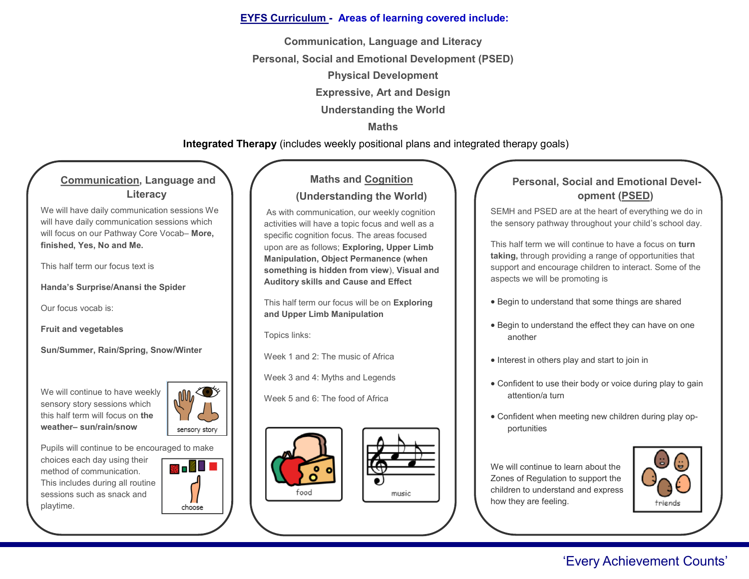## EYFS Curriculum - Areas of learning covered include:

**Communication, Language and Literacy**

**Personal, Social and Emotional Development (PSED)**

**Physical Development**

**Expressive, Art and Design**

**Understanding the World**

**Maths**

**Integrated Therapy** (includes weekly positional plans and integrated therapy goals)

### Communication, Language and Literacy

We will have daily communication sessions We will have daily communication sessions which will focus on our Pathway Core Vocab– **More, finished, Yes, No and Me.**

This half term our focus text is

**Handa's Surprise/Anansi the Spider**

Our focus vocab is:

**Fruit and vegetables**

**Sun/Summer, Rain/Spring, Snow/Winter**

We will continue to have weekly sensory story sessions which this half term will focus on **the weather– sun/rain/snow**

sensory story

Pupils will continue to be encouraged to make choices each day using their method of communication. This includes during all routine sessions such as snack and playtime.

choose

### Maths and Cognition (Understanding the World)

As with communication, our weekly cognition activities will have a topic focus and well as a specific cognition focus. The areas focused upon are as follows; **Exploring, Upper Limb Manipulation, Object Permanence (when something is hidden from view), Visual and Auditory skills and Cause and Effect**

This half term our focus will be on **Exploring and Upper Limb Manipulation**

Topics links:

Week 1 and 2: The music of Africa

Week 3 and 4: Myths and Legends

Week 5 and 6: The food of Africa

food

music

### Personal, Social and Emotional Development (PSED)

SEMH and PSED are at the heart of everything we do in the sensory pathway throughout your child's school day.

This half term we will continue to have a focus on **turn taking,** through providing a range of opportunities that support and encourage children to interact. Some of the aspects we will be promoting is

- Begin to understand that some things are shared
- Begin to understand the effect they can have on one another
- Interest in others play and start to join in
- Confident to use their body or voice during play to gain attention/a turn
- Confident when meeting new children during play opportunities

We will continue to learn about the Zones of Regulation to support the children to understand and express how they are feeling.

friends

'Every Achievement Counts'